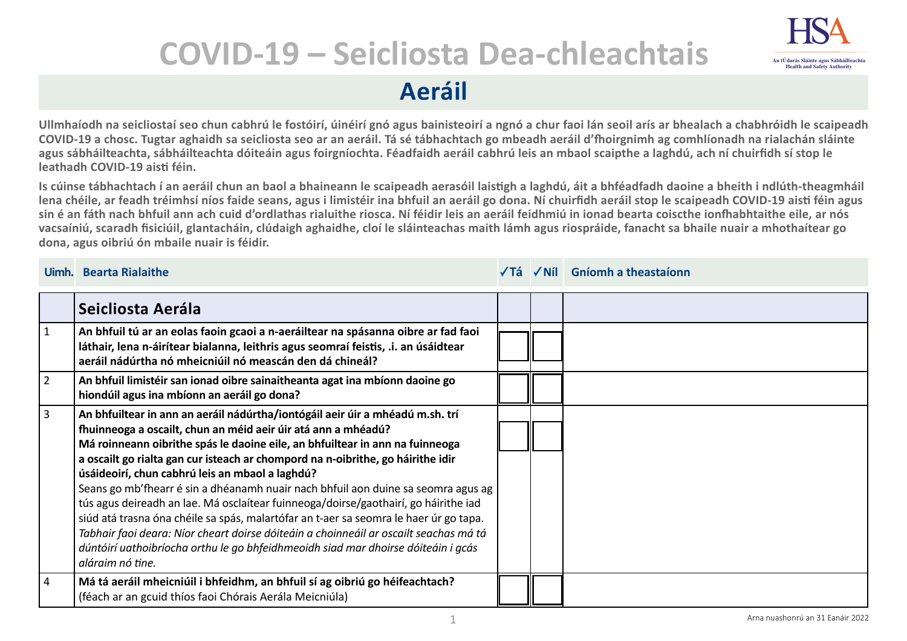# COVID-19 – Seicliosta Dea-chleachtais

## Aeráil

**Ullmhaíodh na seicliostaí seo chun cabhrú le fostóirí, úinéirí gnó agus bainisteoirí a ngnó a chur faoi lán seoil arís ar bhealach a chabhróidh le scaipeadh COVID-19 a chosc. Tugtar aghaidh sa seicliosta seo ar an aeráil. Tá sé tábhachtach go mbeadh aeráil d'fhoirgnimh ag comhlíonadh na rialachán sláinte agus sábháilteachta, sábháilteachta dóiteáin agus foirgníochta. Féadfaidh aeráil cabhrú leis an mbaol scaipthe a laghdú, ach ní chuirfidh sí stop le leathadh COVID-19 aisti féin.**

**Is cúinse tábhachtach í an aeráil chun an baol a bhaineann le scaipeadh aerasóil laistigh a laghdú, áit a bhféadfadh daoine a bheith i ndlúth-theagmháil lena chéile, ar feadh tréimhsí níos faide seans, agus i limistéir ina bhfuil an aeráil go dona. Ní chuirfidh aeráil stop le scaipeadh COVID-19 aisti féin agus sin é an fáth nach bhfuil ann ach cuid d'ordlathas rialuithe riosca. Ní féidir leis an aeráil feidhmiú in ionad bearta coiscthe ionfhabhtaithe eile, ar nós vacsaíniú, scaradh fisiciúil, glantacháin, clúdaigh aghaidhe, cloí le sláinteachas maith lámh agus riospráide, fanacht sa bhaile nuair a mhothaítear go dona, agus oibriú ón mbaile nuair is féidir.**

| Uimh. | Bearta Rialaithe | ✓Tá | ✓Níl | Gníomh a theastaíonn |
|---|---|---|---|---|
| | **Seicliosta Aerála** | | | |
| 1 | **An bhfuil tú ar an eolas faoin gcaoi a n-aeráiltear na spásanna oibre ar fad faoi láthair, lena n-áirítear bialanna, leithris agus seomraí feistis, .i. an úsáidtear aeráil nádúrtha nó mheicniúil nó meascán den dá chineál?** | | | |
| 2 | **An bhfuil limistéir san ionad oibre sainaitheanta agat ina mbíonn daoine go hiondúil agus ina mbíonn an aeráil go dona?** | | | |
| 3 | **An bhfuiltear in ann an aeráil nádúrtha/iontógáil aeir úir a mhéadú m.sh. trí fhuinneoga a oscailt, chun an méid aeir úir atá ann a mhéadú?** **Má roinneann oibrithe spás le daoine eile, an bhfuiltear in ann na fuinneoga a oscailt go rialta gan cur isteach ar chompord na n-oibrithe, go háirithe idir úsáideoirí, chun cabhrú leis an mbaol a laghdú?** Seans go mb'fhearr é sin a dhéanamh nuair nach bhfuil aon duine sa seomra agus ag tús agus deireadh an lae. Má osclaítear fuinneoga/doirse/gaothairí, go háirithe iad siúd atá trasna óna chéile sa spás, malartófar an t-aer sa seomra le haer úr go tapa. *Tabhair faoi deara: Níor cheart doirse dóiteáin a choinneáil ar oscailt seachas má tá dúntóirí uathoibríocha orthu le go bhfeidhmeoidh siad mar dhoirse dóiteáin i gcás aláraim nó tine.* | | | |
| 4 | **Má tá aeráil mheicniúil i bhfeidhm, an bhfuil sí ag oibriú go héifeachtach?** (féach ar an gcuid thíos faoi Chórais Aerála Meicniúla) | | | |

Arna nuashonrú an 31 Eanáir 2022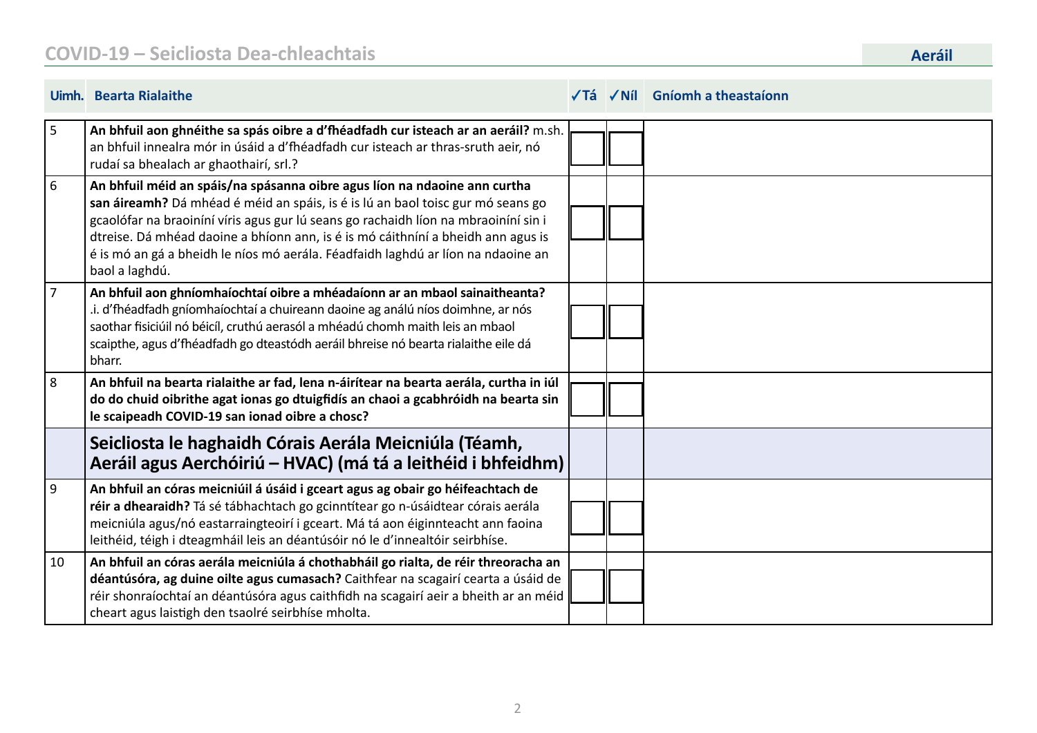| Uimh. | Bearta Rialaithe | ✓Tá | ✓Níl | Gníomh a theastaíonn |
|---|---|---|---|---|
| 5 | **An bhfuil aon ghnéithe sa spás oibre a d'fhéadfadh cur isteach ar an aeráil?** m.sh. an bhfuil innealra mór in úsáid a d'fhéadfadh cur isteach ar thras-sruth aeir, nó rudaí sa bhealach ar ghaothairí, srl.? | | | |
| 6 | **An bhfuil méid an spáis/na spásanna oibre agus líon na ndaoine ann curtha san áireamh?** Dá mhéad é méid an spáis, is é is lú an baol toisc gur mó seans go gcaolófar na braoiníní víris agus gur lú seans go rachaidh líon na mbraoiníní sin i dtreise. Dá mhéad daoine a bhíonn ann, is é is mó cáithníní a bheidh ann agus is é is mó an gá a bheidh le níos mó aerála. Féadfaidh laghdú ar líon na ndaoine an baol a laghdú. | | | |
| 7 | **An bhfuil aon ghníomhaíochtaí oibre a mhéadaíonn ar an mbaol sainaitheanta?** .i. d'fhéadfadh gníomhaíochtaí a chuireann daoine ag análú níos doimhne, ar nós saothar fisiciúil nó béicíl, cruthú aerasól a mhéadú chomh maith leis an mbaol scaipthe, agus d'fhéadfadh go dteastódh aeráil bhreise nó bearta rialaithe eile dá bharr. | | | |
| 8 | **An bhfuil na bearta rialaithe ar fad, lena n-áirítear na bearta aerála, curtha in iúl do do chuid oibrithe agat ionas go dtuigfidís an chaoi a gcabhróidh na bearta sin le scaipeadh COVID-19 san ionad oibre a chosc?** | | | |
| | **Seicliosta le haghaidh Córais Aerála Meicniúla (Téamh, Aeráil agus Aerchóiriú – HVAC) (má tá a leithéid i bhfeidhm)** | | | |
| 9 | **An bhfuil an córas meicniúil á úsáid i gceart agus ag obair go héifeachtach de réir a dhearaidh?** Tá sé tábhachtach go gcinntítear go n-úsáidtear córais aerála meicniúla agus/nó eastarraingteoirí i gceart. Má tá aon éiginnteacht ann faoina leithéid, téigh i dteagmháil leis an déantúsóir nó le d'innealtóir seirbhíse. | | | |
| 10 | **An bhfuil an córas aerála meicniúla á chothabháil go rialta, de réir threoracha an déantúsóra, ag duine oilte agus cumasach?** Caithfear na scagairí cearta a úsáid de réir shonraíochtaí an déantúsóra agus caithfidh na scagairí aeir a bheith ar an méid cheart agus laistigh den tsaolré seirbhíse mholta. | | | |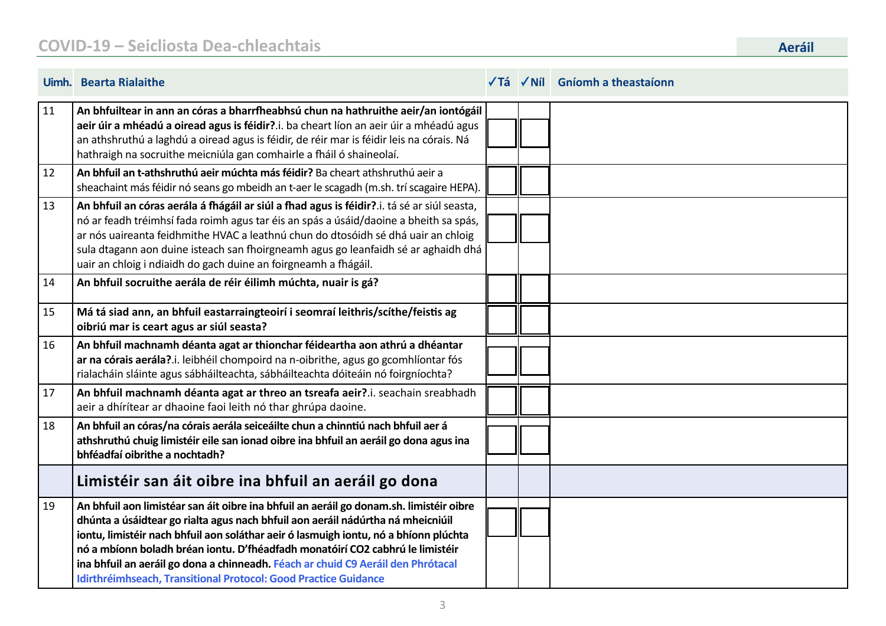## Aeráil

| Uimh. | Bearta Rialaithe | ✓Tá | ✓Níl | Gníomh a theastaíonn |
|---|---|---|---|---|
| 11 | **An bhfuiltear in ann an córas a bharrfheabhsú chun na hathruithe aeir/an iontógáil aeir úir a mhéadú a oiread agus is féidir?**.i. ba cheart líon an aeir úir a mhéadú agus an athshruthú a laghdú a oiread agus is féidir, de réir mar is féidir leis na córais. Ná hathraigh na socruithe meicniúla gan comhairle a fháil ó shaineolaí. | | | |
| 12 | **An bhfuil an t-athshruthú aeir múchta más féidir?** Ba cheart athshruthú aeir a sheachaint más féidir nó seans go mbeidh an t-aer le scagadh (m.sh. trí scagaire HEPA). | | | |
| 13 | **An bhfuil an córas aerála á fhágáil ar siúl a fhad agus is féidir?**.i. tá sé ar siúl seasta, nó ar feadh tréimhsí fada roimh agus tar éis an spás a úsáid/daoine a bheith sa spás, ar nós uaireanta feidhmithe HVAC a leathnú chun do dtosóidh sé dhá uair an chloig sula dtagann aon duine isteach san fhoirgneamh agus go leanfaidh sé ar aghaidh dhá uair an chloig i ndiaidh do gach duine an foirgneamh a fhágáil. | | | |
| 14 | **An bhfuil socruithe aerála de réir éilimh múchta, nuair is gá?** | | | |
| 15 | **Má tá siad ann, an bhfuil eastarraingteoirí i seomraí leithris/scíthe/feistis ag oibriú mar is ceart agus ar siúl seasta?** | | | |
| 16 | **An bhfuil machnamh déanta agat ar thionchar féideartha aon athrú a dhéantar ar na córais aerála?**.i. leibhéil chompoird na n-oibrithe, agus go gcomhlíontar fós rialacháin sláinte agus sábháilteachta, sábháilteachta dóiteáin nó foirgníochta? | | | |
| 17 | **An bhfuil machnamh déanta agat ar threo an tsreafa aeir?**.i. seachain sreabhadh aeir a dhírítear ar dhaoine faoi leith nó thar ghrúpa daoine. | | | |
| 18 | **An bhfuil an córas/na córais aerála seiceáilte chun a chinntiú nach bhfuil aer á athshruthú chuig limistéir eile san ionad oibre ina bhfuil an aeráil go dona agus ina bhféadfaí oibrithe a nochtadh?** | | | |
| | **Limistéir san áit oibre ina bhfuil an aeráil go dona** | | | |
| 19 | **An bhfuil aon limistéar san áit oibre ina bhfuil an aeráil go donam.sh. limistéir oibre dhúnta a úsáidtear go rialta agus nach bhfuil aon aeráil nádúrtha ná mheicniúil iontu, limistéir nach bhfuil aon soláthar aeir ó lasmuigh iontu, nó a bhíonn plúchta nó a mbíonn boladh bréan iontu. D'fhéadfadh monatóirí $CO_2$ cabhrú le limistéir ina bhfuil an aeráil go dona a chinneadh.** Féach ar chuid C9 Aeráil den Phrótacal Idirthréimhseach, Transitional Protocol: Good Practice Guidance | | | |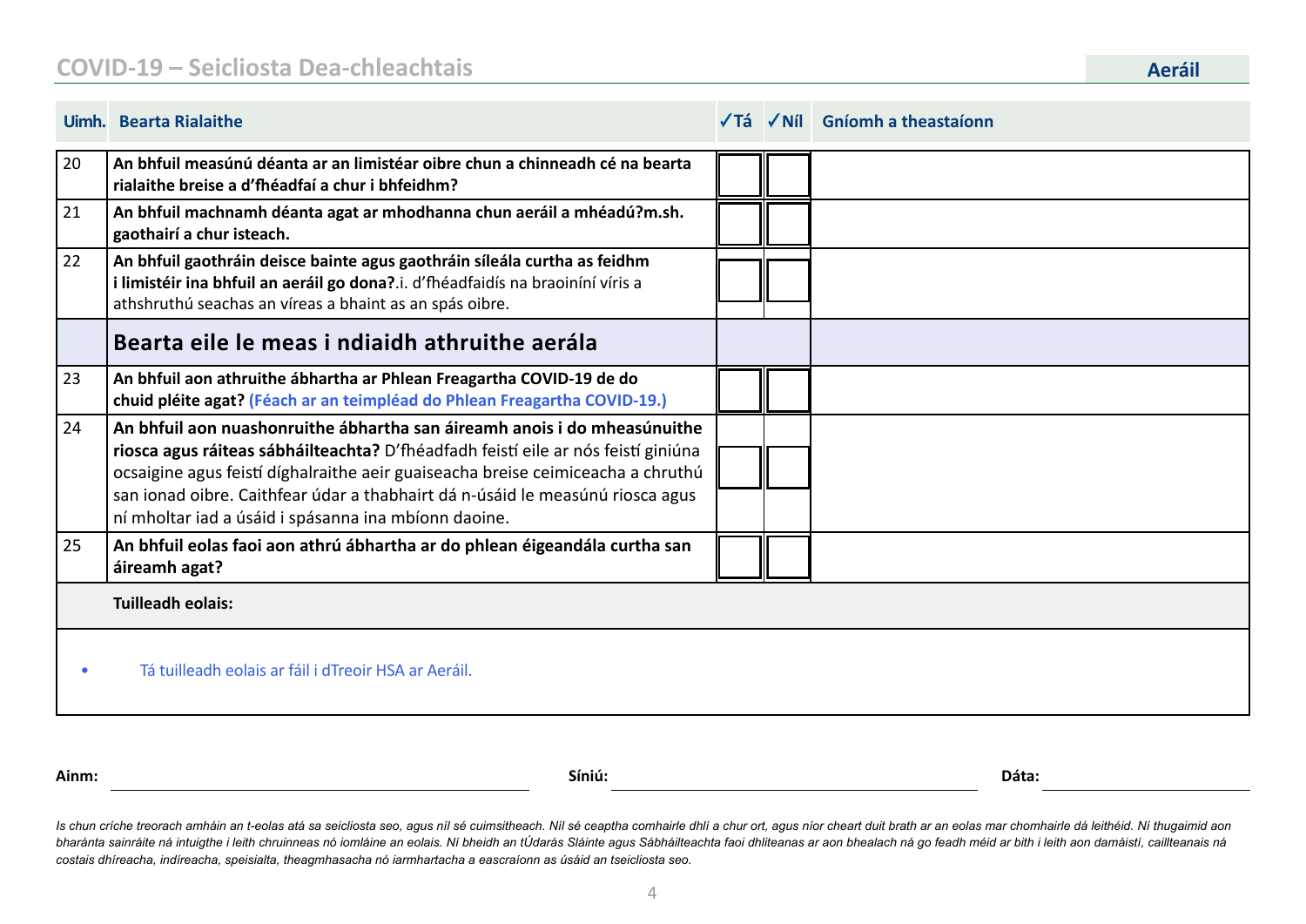## COVID-19 – Seicliosta Dea-chleachtais

**Aeráil**

| Uimh. | Bearta Rialaithe | ✓Tá | ✓Níl | Gníomh a theastaíonn |
|---|---|---|---|---|
| 20 | **An bhfuil measúnú déanta ar an limistéar oibre chun a chinneadh cé na bearta rialaithe breise a d'fhéadfaí a chur i bhfeidhm?** | | | |
| 21 | **An bhfuil machnamh déanta agat ar mhodhanna chun aeráil a mhéadú?m.sh. gaothairí a chur isteach.** | | | |
| 22 | **An bhfuil gaothráin deisce bainte agus gaothráin síleála curtha as feidhm i limistéir ina bhfuil an aeráil go dona?**.i. d'fhéadfaidís na braoiníní víris a athshruthú seachas an víreas a bhaint as an spás oibre. | | | |
| | **Bearta eile le meas i ndiaidh athruithe aeréala** | | | |
| 23 | **An bhfuil aon athruithe ábhartha ar Phlean Freagartha COVID-19 de do chuid pléite agat?** (Féach ar an teimpléad do Phlean Freagartha COVID-19.) | | | |
| 24 | **An bhfuil aon nuashonruithe ábhartha san áireamh anois i do mheasúnuithe riosca agus ráiteas sábháilteachta?** D'fhéadfadh feistí eile ar nós feistí giniúna ocsaigine agus feistí díghalraithe aeir guaiseacha breise ceimiceacha a chruthú san ionad oibre. Caithfear údar a thabhairt dá n-úsáid le measúnú riosca agus ní mholtar iad a úsáid i spásanna ina mbíonn daoine. | | | |
| 25 | **An bhfuil eolas faoi aon athrú ábhartha ar do phlean éigeandála curtha san áireamh agat?** | | | |

**Tuilleadh eolais:**

- Tá tuilleadh eolais ar fáil i dTreoir HSA ar Aeráil.

**Ainm:** ______________________ **Síniú:** ______________________ **Dáta:** ______________________

*Is chun críche treorach amháin an t-eolas atá sa seicliosta seo, agus níl sé cuimsitheach. Níl sé ceaptha comhairle dhlí a chur ort, agus níor cheart duit brath ar an eolas mar chomhairle dá leithéid. Ní thugaimid aon bharánta sainráite ná intuigthe i leith chruinneas nó iomláine an eolais. Ní bheidh an tÚdarás Sláinte agus Sábháilteachta faoi dhliteanas ar aon bhealach ná go feadh méid ar bith i leith aon damáistí, caillteanais nó costais dhíreacha, indíreacha, speisialta, theagmhasacha nó iarmhartacha a eascraíonn as úsáid an tseicliosta seo.*